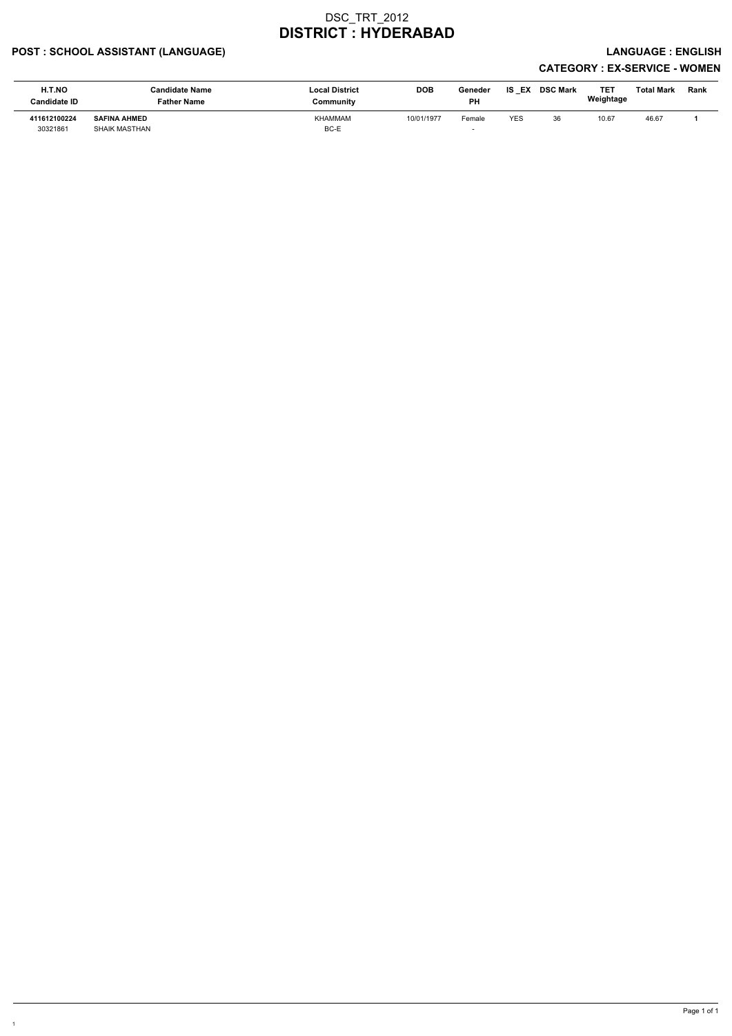# DSC_TRT_2012
# DISTRICT : HYDERABAD

**POST : SCHOOL ASSISTANT (LANGUAGE)** **LANGUAGE : ENGLISH**

**CATEGORY : EX-SERVICE - WOMEN**

| H.T.NO<br>Candidate ID | Candidate Name<br>Father Name | Local District<br>Community | DOB | Geneder<br>PH | IS _EX | DSC Mark | TET Weightage | Total Mark | Rank |
|---|---|---|---|---|---|---|---|---|---|
| **411612100224**<br>30321861 | **SAFINA AHMED**<br>SHAIK MASTHAN | KHAMMAM<br>BC-E | 10/01/1977 | Female<br>- | YES | 36 | 10.67 | 46.67 | **1** |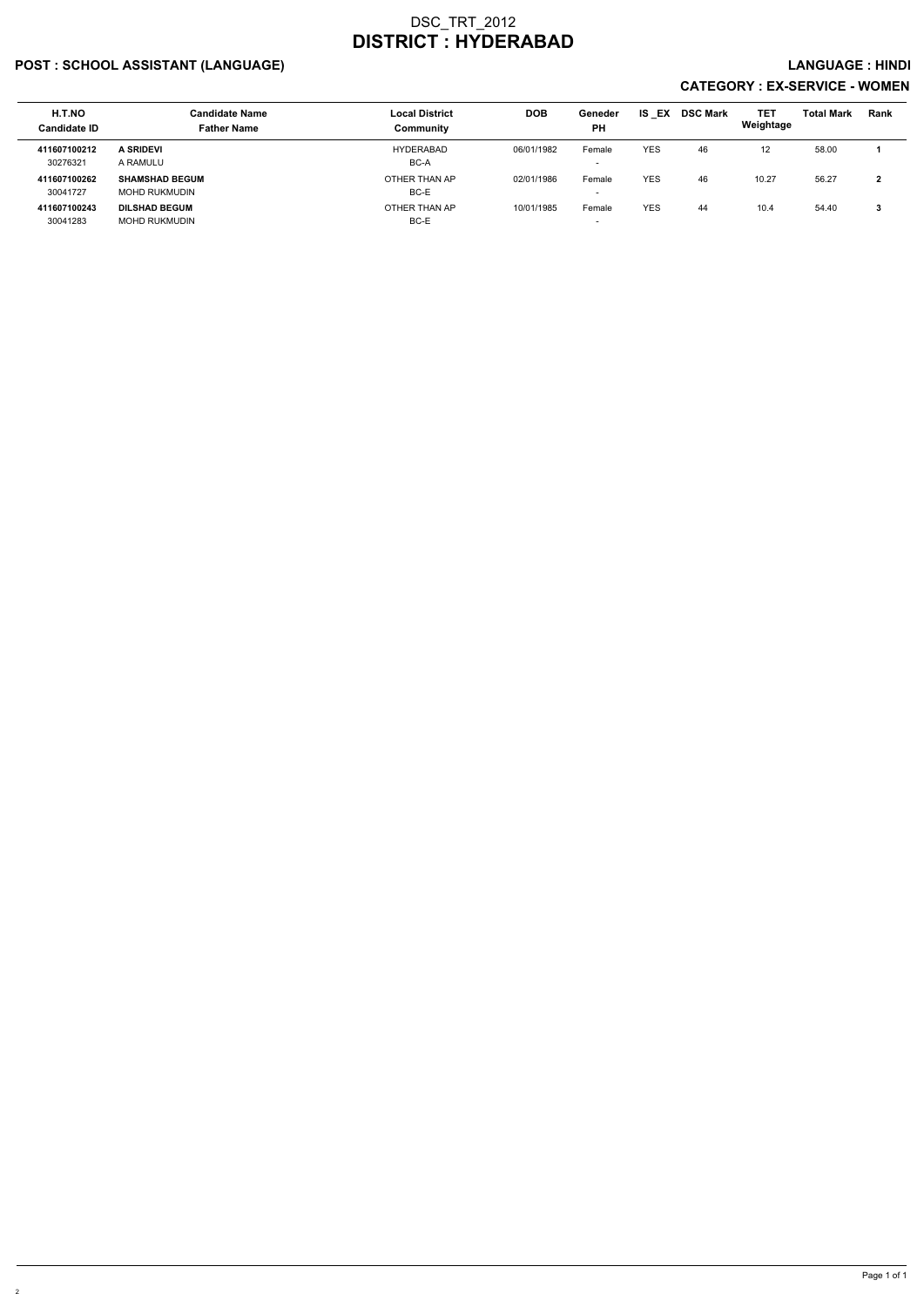# DSC_TRT_2012
# DISTRICT : HYDERABAD

## POST : SCHOOL ASSISTANT (LANGUAGE) — LANGUAGE : HINDI

## CATEGORY : EX-SERVICE - WOMEN

| H.T.NO<br>Candidate ID | Candidate Name<br>Father Name | Local District<br>Community | DOB | Geneder<br>PH | IS _EX | DSC Mark | TET Weightage | Total Mark | Rank |
|---|---|---|---|---|---|---|---|---|---|
| **411607100212**<br>30276321 | **A SRIDEVI**<br>A RAMULU | HYDERABAD<br>BC-A | 06/01/1982 | Female<br>- | YES | 46 | 12 | 58.00 | **1** |
| **411607100262**<br>30041727 | **SHAMSHAD BEGUM**<br>MOHD RUKMUDIN | OTHER THAN AP<br>BC-E | 02/01/1986 | Female<br>- | YES | 46 | 10.27 | 56.27 | **2** |
| **411607100243**<br>30041283 | **DILSHAD BEGUM**<br>MOHD RUKMUDIN | OTHER THAN AP<br>BC-E | 10/01/1985 | Female<br>- | YES | 44 | 10.4 | 54.40 | **3** |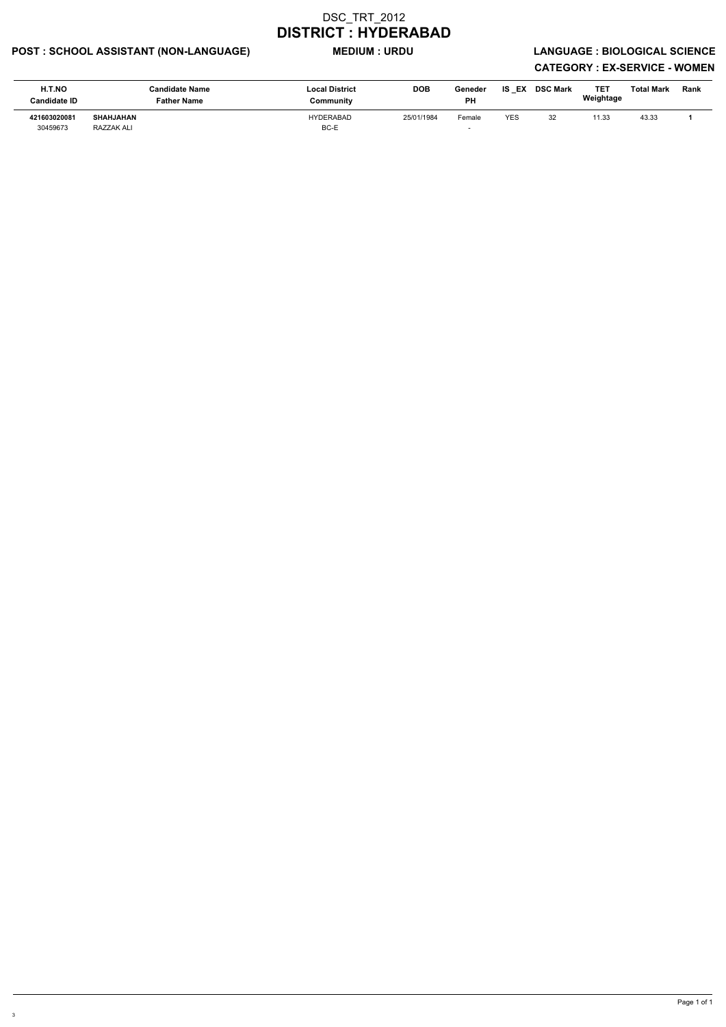# DSC_TRT_2012

# DISTRICT : HYDERABAD

**POST : SCHOOL ASSISTANT (NON-LANGUAGE)** **MEDIUM : URDU** **LANGUAGE : BIOLOGICAL SCIENCE**

**CATEGORY : EX-SERVICE - WOMEN**

| H.T.NO<br>Candidate ID | Candidate Name<br>Father Name | Local District<br>Community | DOB | Geneder<br>PH | IS _EX | DSC Mark | TET Weightage | Total Mark | Rank |
|---|---|---|---|---|---|---|---|---|---|
| **421603020081**<br>30459673 | **SHAHJAHAN**<br>RAZZAK ALI | HYDERABAD<br>BC-E | 25/01/1984 | Female<br>- | YES | 32 | 11.33 | 43.33 | **1** |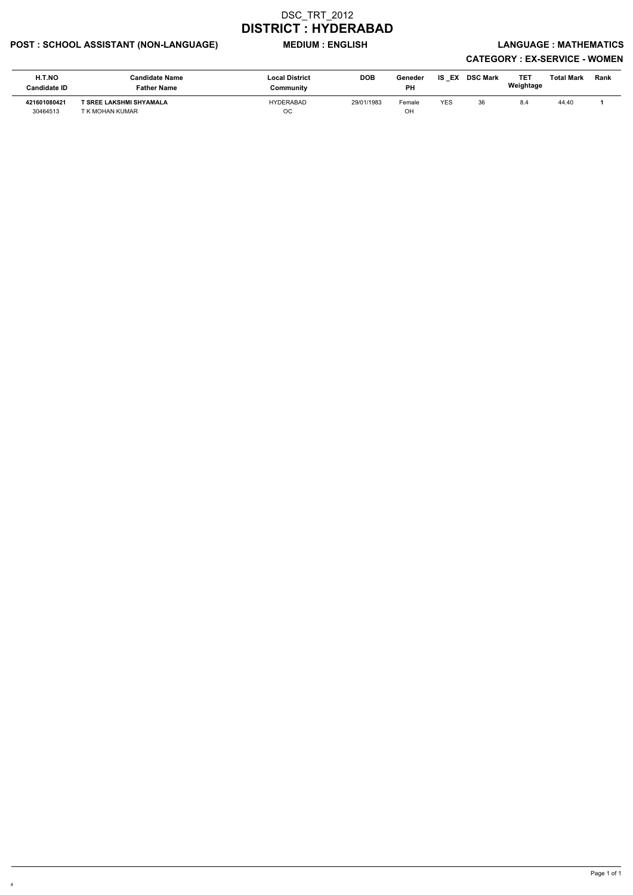# DSC_TRT_2012

## DISTRICT : HYDERABAD

**POST : SCHOOL ASSISTANT (NON-LANGUAGE)** **MEDIUM : ENGLISH** **LANGUAGE : MATHEMATICS**

**CATEGORY : EX-SERVICE - WOMEN**

| H.T.NO<br>Candidate ID | Candidate Name<br>Father Name | Local District<br>Community | DOB | Geneder<br>PH | IS _EX | DSC Mark | TET Weightage | Total Mark | Rank |
|---|---|---|---|---|---|---|---|---|---|
| **421601080421**<br>30464513 | **T SREE LAKSHMI SHYAMALA**<br>T K MOHAN KUMAR | HYDERABAD<br>OC | 29/01/1983 | Female<br>OH | YES | 36 | 8.4 | 44.40 | **1** |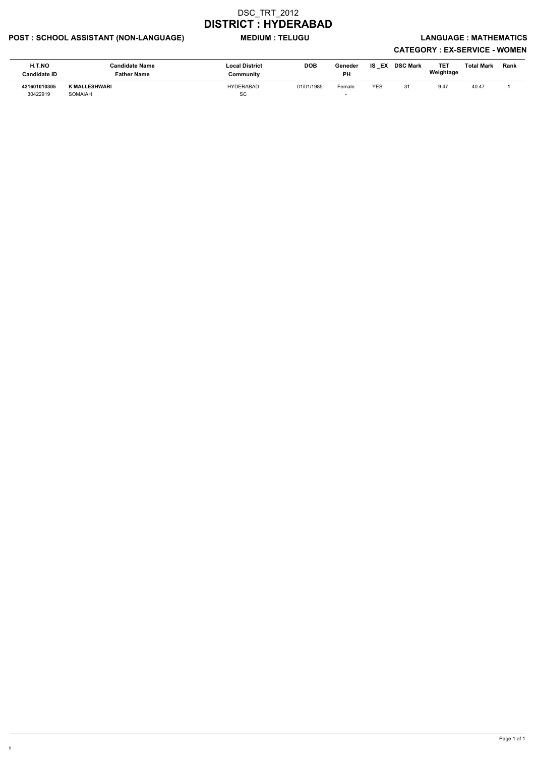# DSC_TRT_2012

# DISTRICT : HYDERABAD

**POST : SCHOOL ASSISTANT (NON-LANGUAGE)** **MEDIUM : TELUGU** **LANGUAGE : MATHEMATICS**

**CATEGORY : EX-SERVICE - WOMEN**

| H.T.NO<br>Candidate ID | Candidate Name<br>Father Name | Local District<br>Community | DOB | Geneder<br>PH | IS _EX | DSC Mark | TET Weightage | Total Mark | Rank |
|---|---|---|---|---|---|---|---|---|---|
| **421601010305**<br>30422919 | **K MALLESHWARI**<br>SOMAIAH | HYDERABAD<br>SC | 01/01/1985 | Female<br>- | YES | 31 | 9.47 | 40.47 | **1** |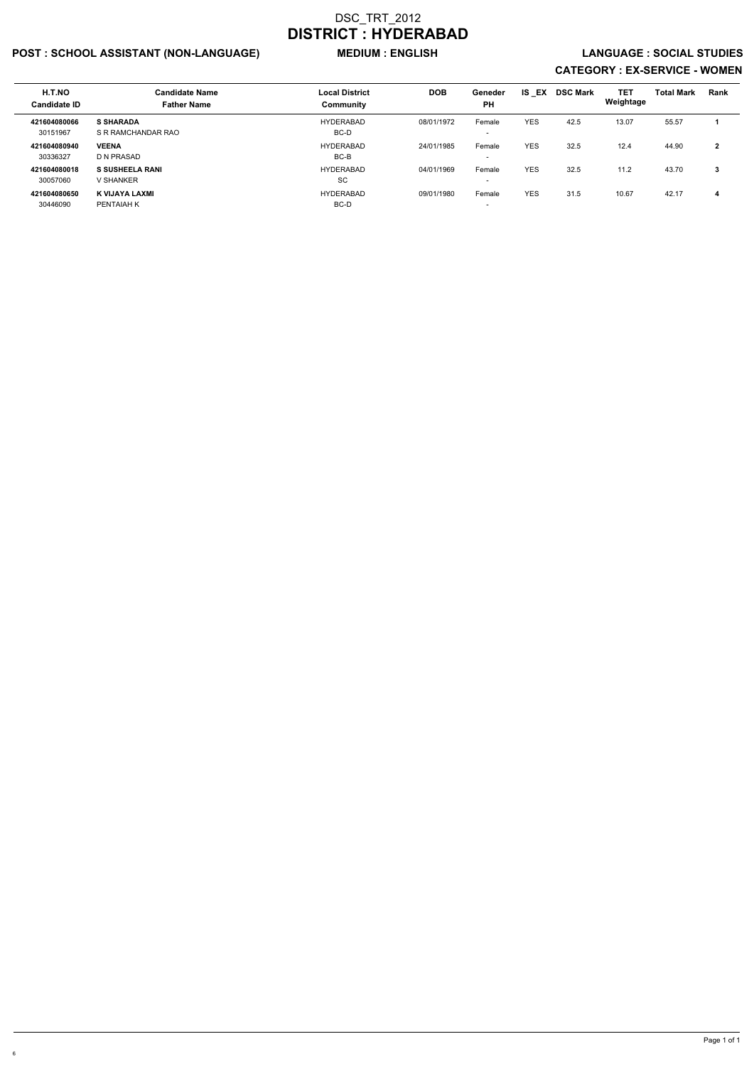# DSC_TRT_2012

# DISTRICT : HYDERABAD

**POST : SCHOOL ASSISTANT (NON-LANGUAGE)** **MEDIUM : ENGLISH** **LANGUAGE : SOCIAL STUDIES**

**CATEGORY : EX-SERVICE - WOMEN**

| H.T.NO<br>Candidate ID | Candidate Name<br>Father Name | Local District<br>Community | DOB | Geneder<br>PH | IS _EX | DSC Mark | TET Weightage | Total Mark | Rank |
|---|---|---|---|---|---|---|---|---|---|
| **421604080066**<br>30151967 | **S SHARADA**<br>S R RAMCHANDAR RAO | HYDERABAD<br>BC-D | 08/01/1972 | Female<br>- | YES | 42.5 | 13.07 | 55.57 | **1** |
| **421604080940**<br>30336327 | **VEENA**<br>D N PRASAD | HYDERABAD<br>BC-B | 24/01/1985 | Female<br>- | YES | 32.5 | 12.4 | 44.90 | **2** |
| **421604080018**<br>30057060 | **S SUSHEELA RANI**<br>V SHANKER | HYDERABAD<br>SC | 04/01/1969 | Female<br>- | YES | 32.5 | 11.2 | 43.70 | **3** |
| **421604080650**<br>30446090 | **K VIJAYA LAXMI**<br>PENTAIAH K | HYDERABAD<br>BC-D | 09/01/1980 | Female<br>- | YES | 31.5 | 10.67 | 42.17 | **4** |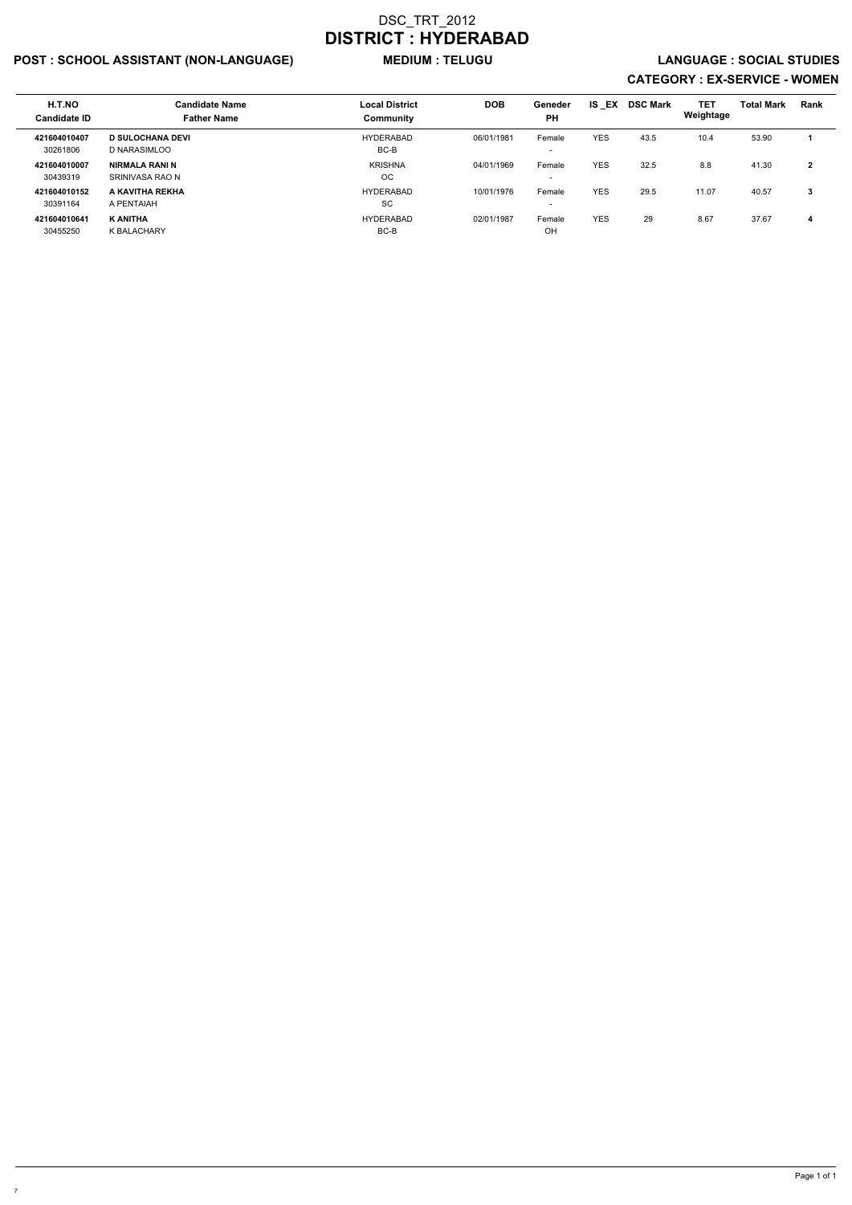# DSC_TRT_2012
# DISTRICT : HYDERABAD

**POST : SCHOOL ASSISTANT (NON-LANGUAGE)** **MEDIUM : TELUGU** **LANGUAGE : SOCIAL STUDIES**

**CATEGORY : EX-SERVICE - WOMEN**

| H.T.NO<br>Candidate ID | Candidate Name<br>Father Name | Local District<br>Community | DOB | Geneder<br>PH | IS _EX | DSC Mark | TET Weightage | Total Mark | Rank |
|---|---|---|---|---|---|---|---|---|---|
| **421604010407**<br>30261806 | **D SULOCHANA DEVI**<br>D NARASIMLOO | HYDERABAD<br>BC-B | 06/01/1981 | Female<br>- | YES | 43.5 | 10.4 | 53.90 | **1** |
| **421604010007**<br>30439319 | **NIRMALA RANI N**<br>SRINIVASA RAO N | KRISHNA<br>OC | 04/01/1969 | Female<br>- | YES | 32.5 | 8.8 | 41.30 | **2** |
| **421604010152**<br>30391164 | **A KAVITHA REKHA**<br>A PENTAIAH | HYDERABAD<br>SC | 10/01/1976 | Female<br>- | YES | 29.5 | 11.07 | 40.57 | **3** |
| **421604010641**<br>30455250 | **K ANITHA**<br>K BALACHARY | HYDERABAD<br>BC-B | 02/01/1987 | Female<br>OH | YES | 29 | 8.67 | 37.67 | **4** |